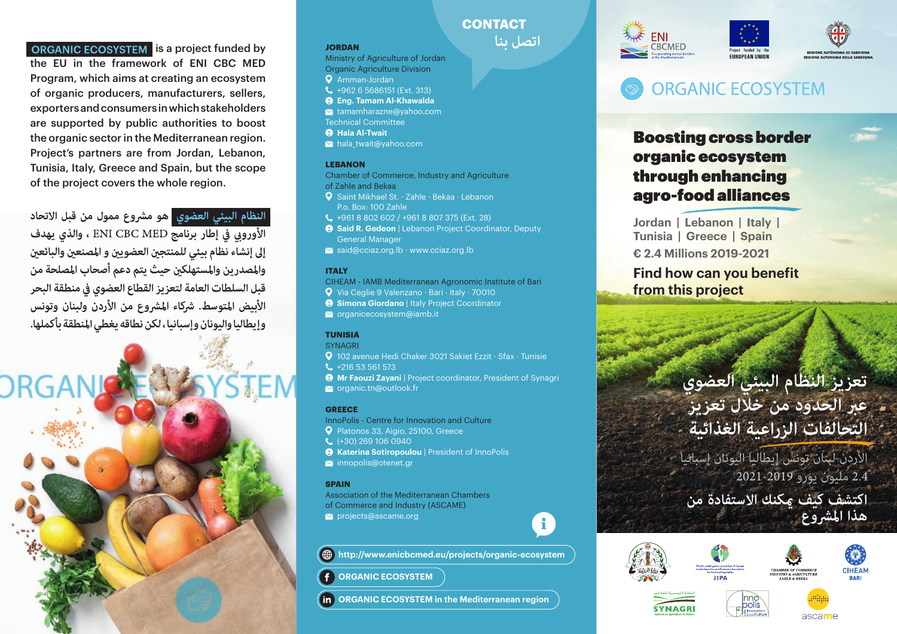**ORGANIC ECOSYSTEM** is a project funded by the EU in the framework of ENI CBC MED Program, which aims at creating an ecosystem of organic producers, manufacturers, sellers, exporters and consumers in which stakeholders are supported by public authorities to boost the organic sector in the Mediterranean region. Project's partners are from Jordan, Lebanon, Tunisia, Italy, Greece and Spain, but the scope of the project covers the whole region.

**النظام البيئي العضوي** هو مشروع ممول من قبل الاتحاد الأوروبي في إطار برنامج ENI CBC MED ، والذي يهدف إلى إنشاء نظام بيئي للمنتجين العضويين و المصنعين والبائعين والمصدرين والمستهلكين حيث يتم دعم أصحاب المصلحة من قبل السلطات العامة لتعزيز القطاع العضوي في منطقة البحر الأبيض المتوسط. شركاء المشروع من الأردن ولبنان وتونس وإيطاليا واليونان وإسبانيا، لكن نطاقه يغطي المنطقة بأكملها.

## CONTACT
## اتصل بنا

**JORDAN**
Ministry of Agriculture of Jordan
Organic Agriculture Division
- Amman-Jordan
- +962 6 5686151 (Ext. 313)
- **Eng. Tamam Al-Khawalda**
- tamamharazne@yahoo.com

Technical Committee
- **Hala Al-Twait**
- hala_twait@yahoo.com

**LEBANON**
Chamber of Commerce, Industry and Agriculture of Zahle and Bekaa
- Saint Mikhael St. · Zahle · Bekaa · Lebanon
  P.o. Box: 100 Zahle
- +961 8 802 602 / +961 8 807 375 (Ext. 28)
- **Said R. Gedeon** | Lebanon Project Coordinator, Deputy General Manager
- said@cciaz.org.lb · www.cciaz.org.lb

**ITALY**
CIHEAM - IAMB Mediterranean Agronomic Institute of Bari
- Via Ceglie 9 Valenzano · Bari · Italy · 70010
- **Simona Giordano** | Italy Project Coordinator
- organicecosystem@iamb.it

**TUNISIA**
SYNAGRI
- 102 avenue Hedi Chaker 3021 Sakiet Ezzit · Sfax · Tunisie
- +216 53 561 573
- **Mr Faouzi Zayani** | Project coordinator, President of Synagri
- organic.tn@outlook.fr

**GREECE**
InnoPolis - Centre for Innovation and Culture
- Platonos 33, Aigio, 25100, Greece
- (+30) 269 106 0940
- **Katerina Sotiropoulou** | President of InnoPolis
- innopolis@otenet.gr

**SPAIN**
Association of the Mediterranean Chambers of Commerce and Industry (ASCAME)
- projects@ascame.org

- **http://www.enicbcmed.eu/projects/organic-ecosystem**
- **ORGANIC ECOSYSTEM**
- **ORGANIC ECOSYSTEM in the Mediterranean region**

ENI CBCMED Cooperating across borders in the Mediterranean
Project funded by the EUROPEAN UNION
REGIONE AUTÒNOMA DE SARDIGNA REGIONE AUTONOMA DELLA SARDEGNA

# ORGANIC ECOSYSTEM

## Boosting cross border organic ecosystem through enhancing agro-food alliances

**Jordan | Lebanon | Italy | Tunisia | Greece | Spain**

**€ 2.4 Millions 2019-2021**

**Find how can you benefit from this project**

## تعزيز النظام البيئي العضوي عبر الحدود من خلال تعزيز التحالفات الزراعية الغذائية

الأردن لبنان تونس إيطاليا اليونان إسبانيا
2.4 مليون يورو 2019-2021

**اكتشف كيف يمكنك الاستفادة من هذا المشروع**

JEPA · CHAMBER OF COMMERCE INDUSTRY & AGRICULTURE ZAHLE & BEKAA · CIHEAM BARI · SYNAGRI · Innopolis · ascame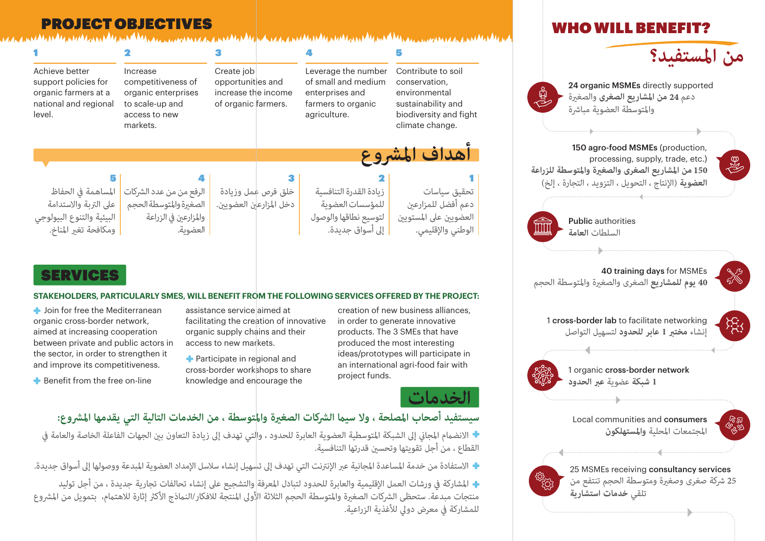## PROJECT OBJECTIVES

**1**
Achieve better support policies for organic farmers at a national and regional level.

**2**
Increase competitiveness of organic enterprises to scale-up and access to new markets.

**3**
Create job opportunities and increase the income of organic farmers.

**4**
Leverage the number of small and medium enterprises and farmers to organic agriculture.

**5**
Contribute to soil conservation, environmental sustainability and biodiversity and fight climate change.

## أهداف المشروع

**1**
تحقيق سياسات دعم أفضل للمزارعين العضويين على المستويين الوطني والإقليمي.

**2**
زيادة القدرة التنافسية للمؤسسات العضوية لتوسيع نطاقها والوصول إلى أسواق جديدة.

**3**
خلق فرص عمل وزيادة دخل المزارعين العضويين.

**4**
الرفع من عدد الشركات الصغيرة والمتوسطة الحجم والمزارعين في الزراعة العضوية.

**5**
المساهمة في الحفاظ على التربة والاستدامة البيئية والتنوع البيولوجي ومكافحة تغير المناخ.

## SERVICES

**STAKEHOLDERS, PARTICULARLY SMES, WILL BENEFIT FROM THE FOLLOWING SERVICES OFFERED BY THE PROJECT:**

- Join for free the Mediterranean organic cross-border network, aimed at increasing cooperation between private and public actors in the sector, in order to strengthen it and improve its competitiveness.
- Benefit from the free on-line assistance service aimed at facilitating the creation of innovative organic supply chains and their access to new markets.
- Participate in regional and cross-border workshops to share knowledge and encourage the creation of new business alliances, in order to generate innovative products. The 3 SMEs that have produced the most interesting ideas/prototypes will participate in an international agri-food fair with project funds.

## الخدمات

**سيستفيد أصحاب المصلحة ، ولا سيما الشركات الصغيرة والمتوسطة ، من الخدمات التالية التي يقدمها المشروع:**

- الانضمام المجاني إلى الشبكة المتوسطية العضوية العابرة للحدود ، والتي تهدف إلى زيادة التعاون بين الجهات الفاعلة الخاصة والعامة في القطاع ، من أجل تقويتها وتحسين قدرتها التنافسية.
- الاستفادة من خدمة المساعدة المجانية عبر الإنترنت التي تهدف إلى تسهيل إنشاء سلاسل الإمداد العضوية المبدعة ووصولها إلى أسواق جديدة.
- المشاركة في ورشات العمل الإقليمية والعابرة للحدود لتبادل المعرفة والتشجيع على إنشاء تحالفات تجارية جديدة ، من أجل توليد منتجات مبدعة. ستحظى الشركات الصغيرة والمتوسطة الحجم الثلاثة الأولى المنتجة للافكار/النماذج الأكثر إثارة للاهتمام، بتمويل من المشروع للمشاركة في معرض دولي للأغذية الزراعية.

## WHO WILL BENEFIT?

## من المستفيد؟

**24 organic MSMEs** directly supported
دعم 24 **من المشاريع الصغرى والصغيرة والمتوسطة العضوية مباشرة**

**150 agro-food MSMEs** (production, processing, supply, trade, etc.)
**150 من المشاريع الصغرى والصغيرة والمتوسطة للزراعة العضوية** (الإنتاج ، التحويل ، التزويد ، التجارة ، إلخ)

**Public authorities**
**السلطات العامة**

**40 training days** for MSMEs
**40 يوم للمشاريع** الصغرى والصغيرة والمتوسطة الحجم

1 **cross-border lab** to facilitate networking
إنشاء **1 مختبر عابر للحدود** لتسهيل التواصل

1 organic **cross-border network**
**1 شبكة** عضوية **عبر الحدود**

Local communities and **consumers**
المجتمعات المحلية **والمستهلكون**

25 MSMEs receiving **consultancy services**
25 شركة صغرى وصغيرة ومتوسطة الحجم تنتفع من **تلقي خدمات استشارية**